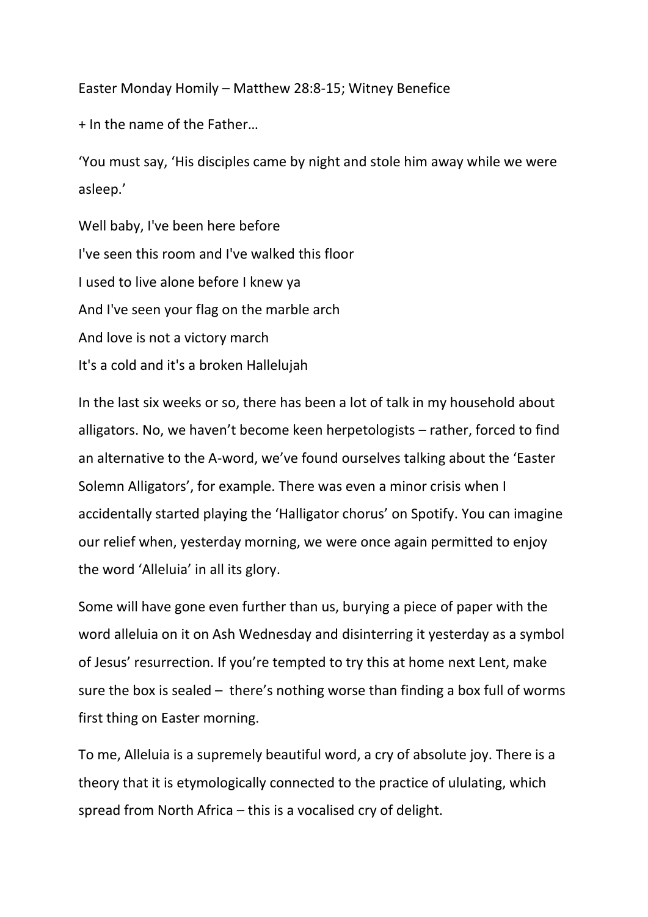Easter Monday Homily – Matthew 28:8-15; Witney Benefice

+ In the name of the Father…

'You must say, 'His disciples came by night and stole him away while we were asleep.'

Well baby, I've been here before  
I've seen this room and I've walked this floor  
I used to live alone before I knew ya  
And I've seen your flag on the marble arch  
And love is not a victory march  
It's a cold and it's a broken Hallelujah

In the last six weeks or so, there has been a lot of talk in my household about alligators. No, we haven't become keen herpetologists – rather, forced to find an alternative to the A-word, we've found ourselves talking about the 'Easter Solemn Alligators', for example. There was even a minor crisis when I accidentally started playing the 'Halligator chorus' on Spotify. You can imagine our relief when, yesterday morning, we were once again permitted to enjoy the word 'Alleluia' in all its glory.

Some will have gone even further than us, burying a piece of paper with the word alleluia on it on Ash Wednesday and disinterring it yesterday as a symbol of Jesus' resurrection. If you're tempted to try this at home next Lent, make sure the box is sealed – there's nothing worse than finding a box full of worms first thing on Easter morning.

To me, Alleluia is a supremely beautiful word, a cry of absolute joy. There is a theory that it is etymologically connected to the practice of ululating, which spread from North Africa – this is a vocalised cry of delight.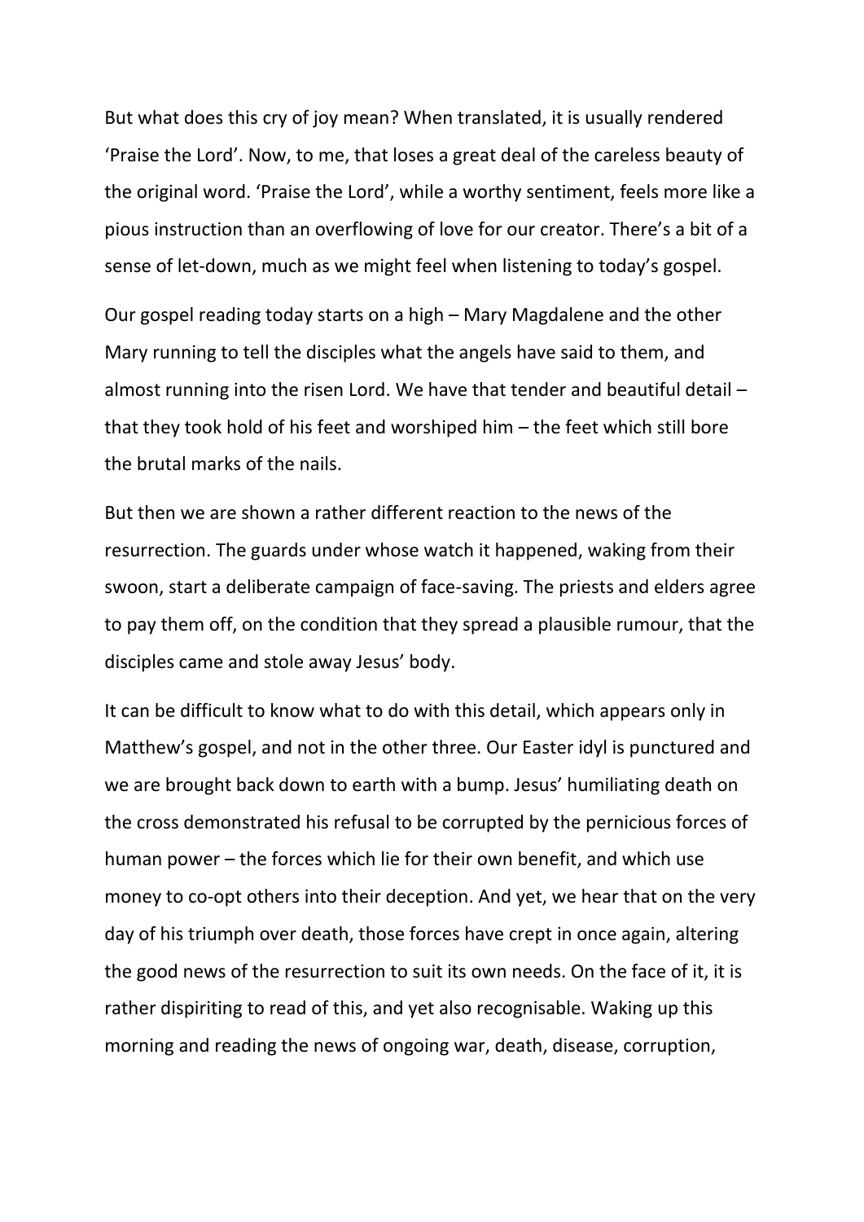But what does this cry of joy mean? When translated, it is usually rendered 'Praise the Lord'. Now, to me, that loses a great deal of the careless beauty of the original word. 'Praise the Lord', while a worthy sentiment, feels more like a pious instruction than an overflowing of love for our creator. There's a bit of a sense of let-down, much as we might feel when listening to today's gospel.

Our gospel reading today starts on a high – Mary Magdalene and the other Mary running to tell the disciples what the angels have said to them, and almost running into the risen Lord. We have that tender and beautiful detail – that they took hold of his feet and worshiped him – the feet which still bore the brutal marks of the nails.

But then we are shown a rather different reaction to the news of the resurrection. The guards under whose watch it happened, waking from their swoon, start a deliberate campaign of face-saving. The priests and elders agree to pay them off, on the condition that they spread a plausible rumour, that the disciples came and stole away Jesus' body.

It can be difficult to know what to do with this detail, which appears only in Matthew's gospel, and not in the other three. Our Easter idyl is punctured and we are brought back down to earth with a bump. Jesus' humiliating death on the cross demonstrated his refusal to be corrupted by the pernicious forces of human power – the forces which lie for their own benefit, and which use money to co-opt others into their deception. And yet, we hear that on the very day of his triumph over death, those forces have crept in once again, altering the good news of the resurrection to suit its own needs. On the face of it, it is rather dispiriting to read of this, and yet also recognisable. Waking up this morning and reading the news of ongoing war, death, disease, corruption,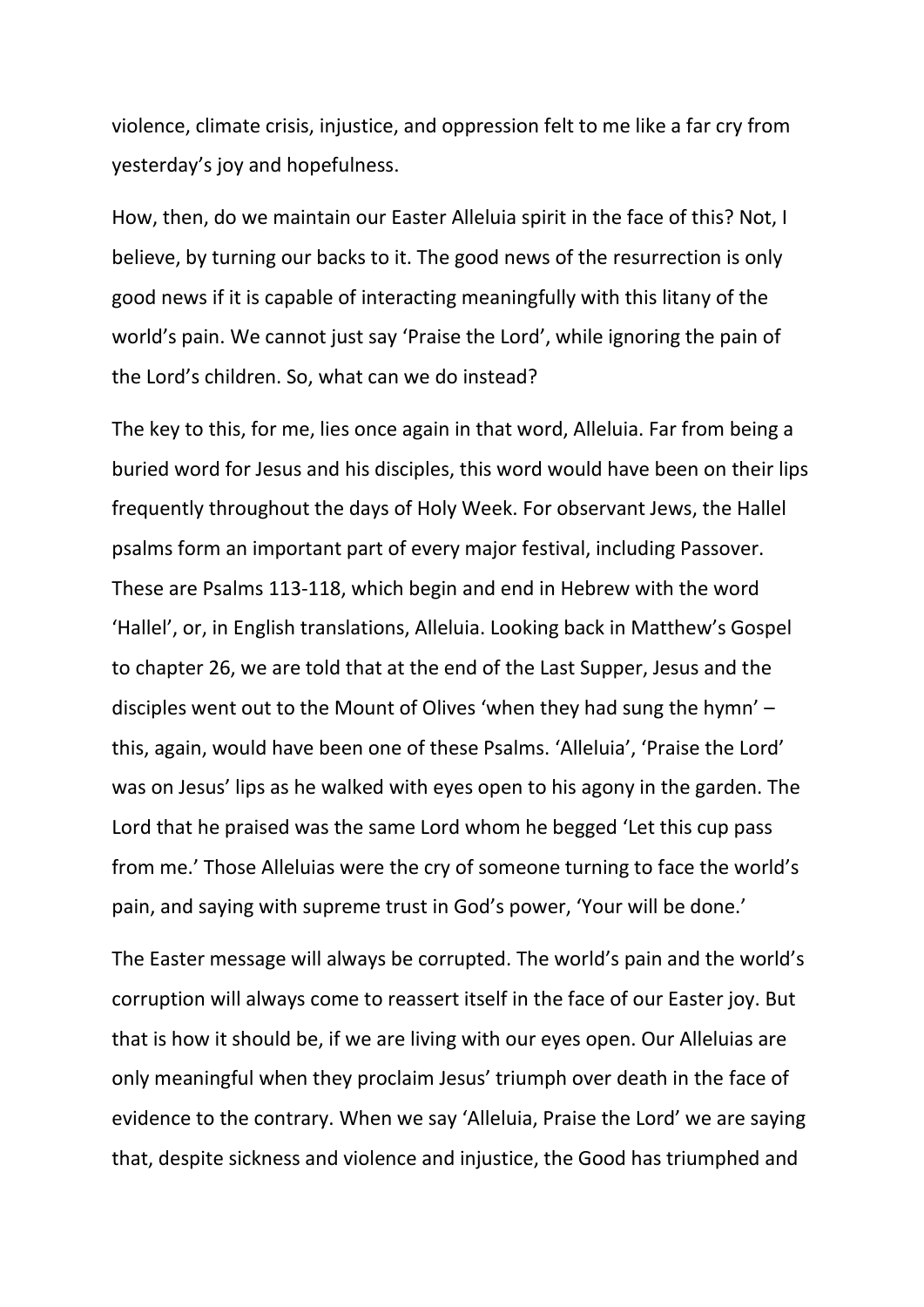violence, climate crisis, injustice, and oppression felt to me like a far cry from yesterday's joy and hopefulness.

How, then, do we maintain our Easter Alleluia spirit in the face of this? Not, I believe, by turning our backs to it. The good news of the resurrection is only good news if it is capable of interacting meaningfully with this litany of the world's pain. We cannot just say 'Praise the Lord', while ignoring the pain of the Lord's children. So, what can we do instead?

The key to this, for me, lies once again in that word, Alleluia. Far from being a buried word for Jesus and his disciples, this word would have been on their lips frequently throughout the days of Holy Week. For observant Jews, the Hallel psalms form an important part of every major festival, including Passover. These are Psalms 113-118, which begin and end in Hebrew with the word 'Hallel', or, in English translations, Alleluia. Looking back in Matthew's Gospel to chapter 26, we are told that at the end of the Last Supper, Jesus and the disciples went out to the Mount of Olives 'when they had sung the hymn' – this, again, would have been one of these Psalms. 'Alleluia', 'Praise the Lord' was on Jesus' lips as he walked with eyes open to his agony in the garden. The Lord that he praised was the same Lord whom he begged 'Let this cup pass from me.' Those Alleluias were the cry of someone turning to face the world's pain, and saying with supreme trust in God's power, 'Your will be done.'

The Easter message will always be corrupted. The world's pain and the world's corruption will always come to reassert itself in the face of our Easter joy. But that is how it should be, if we are living with our eyes open. Our Alleluias are only meaningful when they proclaim Jesus' triumph over death in the face of evidence to the contrary. When we say 'Alleluia, Praise the Lord' we are saying that, despite sickness and violence and injustice, the Good has triumphed and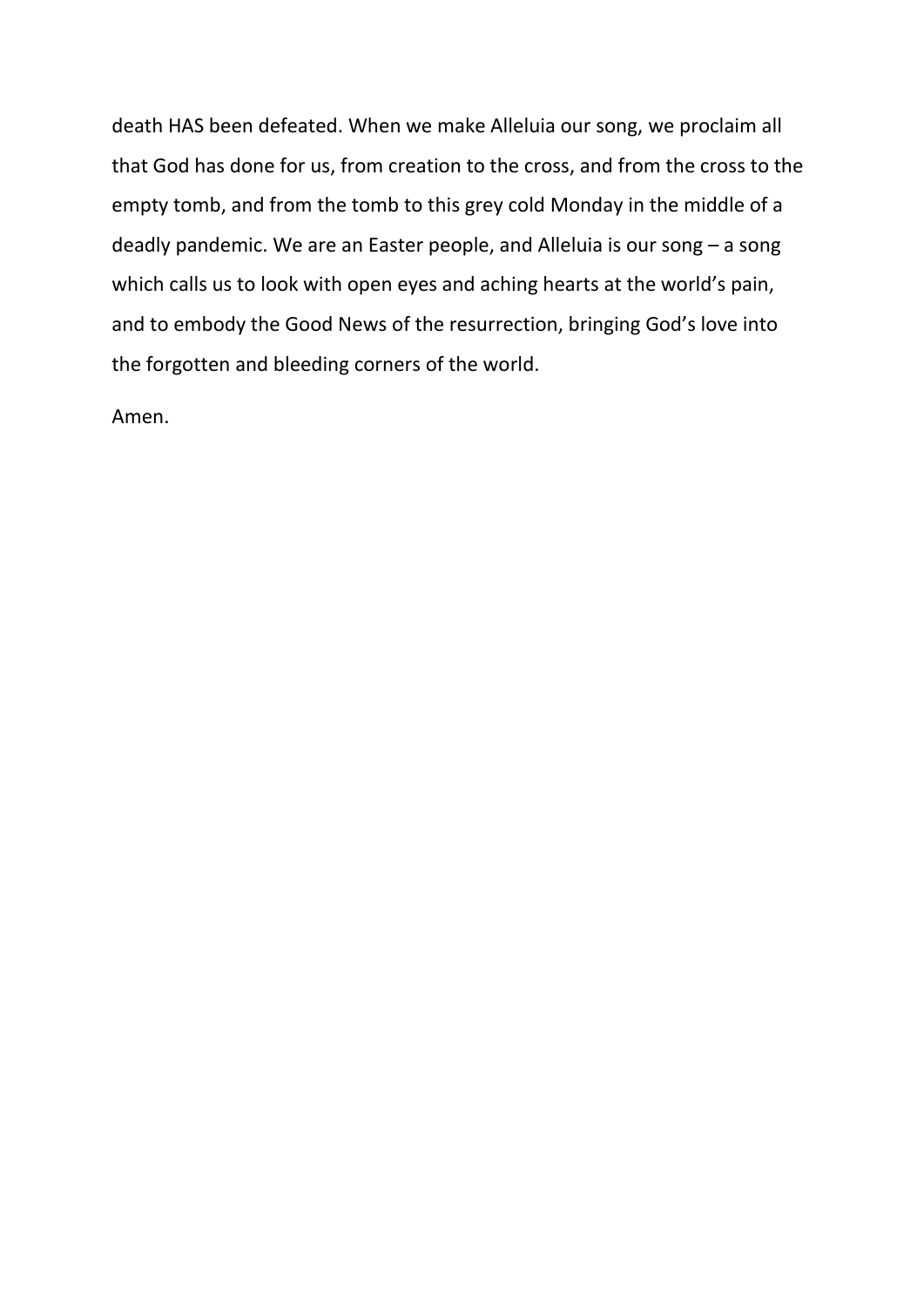death HAS been defeated. When we make Alleluia our song, we proclaim all that God has done for us, from creation to the cross, and from the cross to the empty tomb, and from the tomb to this grey cold Monday in the middle of a deadly pandemic. We are an Easter people, and Alleluia is our song – a song which calls us to look with open eyes and aching hearts at the world's pain, and to embody the Good News of the resurrection, bringing God's love into the forgotten and bleeding corners of the world.

Amen.